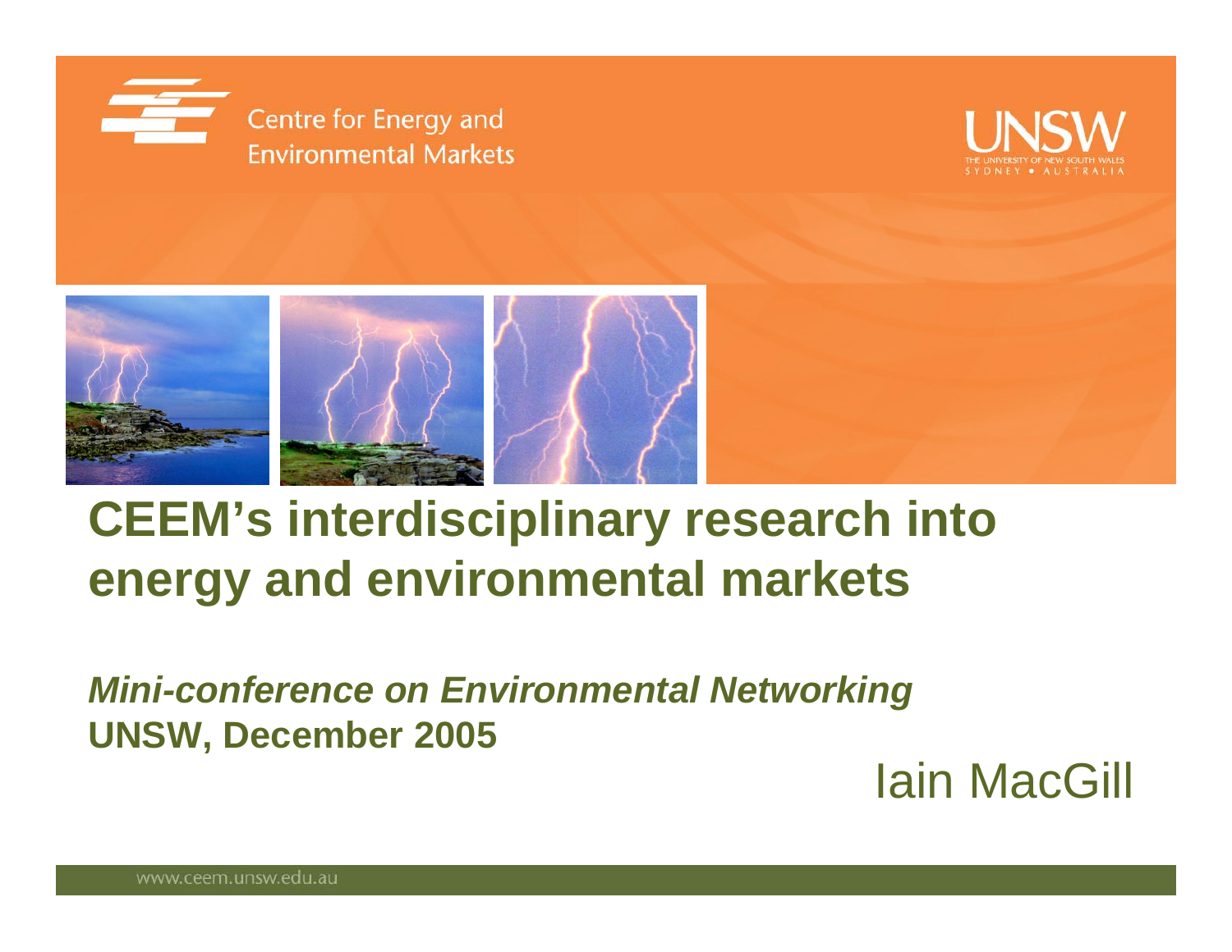Centre for Energy and Environmental Markets

UNSW
THE UNIVERSITY OF NEW SOUTH WALES
SYDNEY • AUSTRALIA

# CEEM's interdisciplinary research into energy and environmental markets

***Mini-conference on Environmental Networking***
**UNSW, December 2005**

Iain MacGill

www.ceem.unsw.edu.au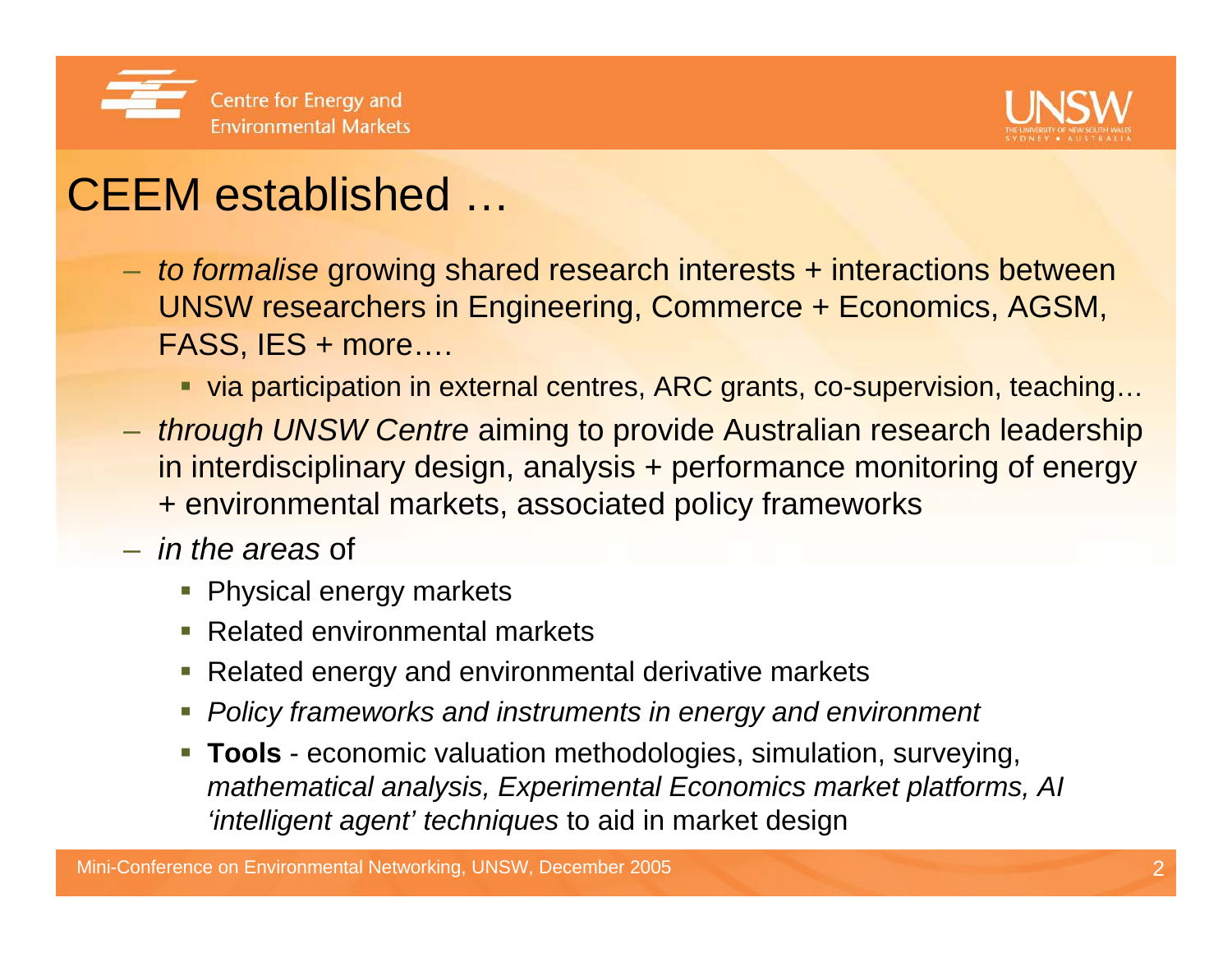# CEEM established …

- *to formalise* growing shared research interests + interactions between UNSW researchers in Engineering, Commerce + Economics, AGSM, FASS, IES + more….
  - via participation in external centres, ARC grants, co-supervision, teaching…
- *through UNSW Centre* aiming to provide Australian research leadership in interdisciplinary design, analysis + performance monitoring of energy + environmental markets, associated policy frameworks
- *in the areas* of
  - Physical energy markets
  - Related environmental markets
  - Related energy and environmental derivative markets
  - *Policy frameworks and instruments in energy and environment*
  - **Tools** - economic valuation methodologies, simulation, surveying, *mathematical analysis, Experimental Economics market platforms, AI 'intelligent agent' techniques* to aid in market design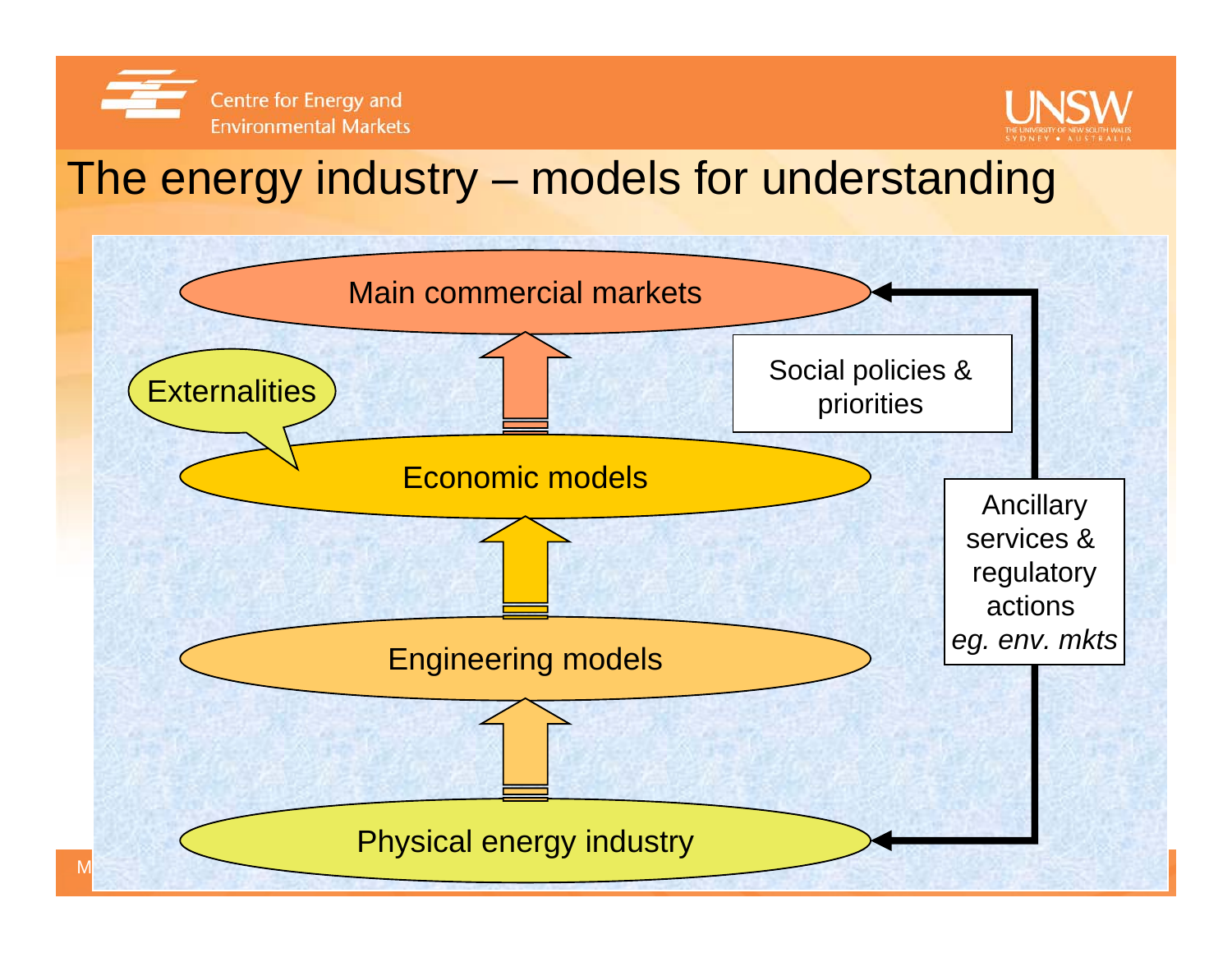# The energy industry – models for understanding

Main commercial markets

Externalities

Social policies & priorities

Economic models

Ancillary services & regulatory actions *eg. env. mkts*

Engineering models

Physical energy industry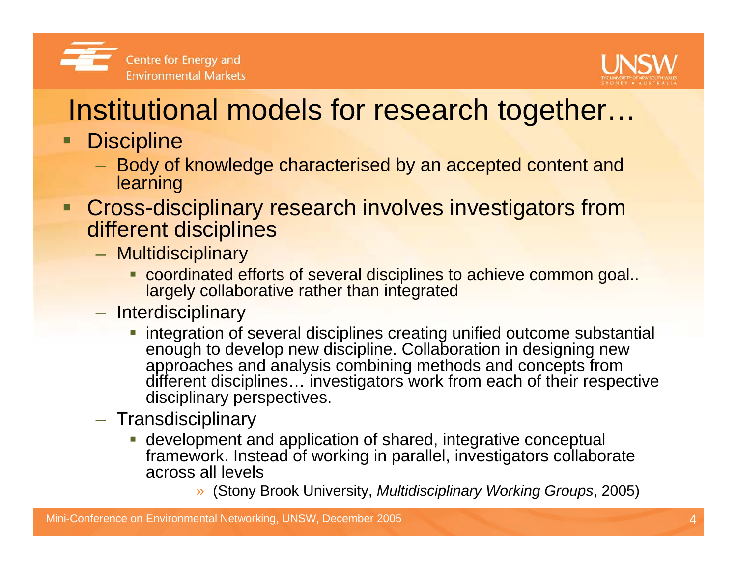# Institutional models for research together…

- Discipline
  - Body of knowledge characterised by an accepted content and learning
- Cross-disciplinary research involves investigators from different disciplines
  - Multidisciplinary
    - coordinated efforts of several disciplines to achieve common goal.. largely collaborative rather than integrated
  - Interdisciplinary
    - integration of several disciplines creating unified outcome substantial enough to develop new discipline. Collaboration in designing new approaches and analysis combining methods and concepts from different disciplines… investigators work from each of their respective disciplinary perspectives.
  - Transdisciplinary
    - development and application of shared, integrative conceptual framework. Instead of working in parallel, investigators collaborate across all levels
      - (Stony Brook University, *Multidisciplinary Working Groups*, 2005)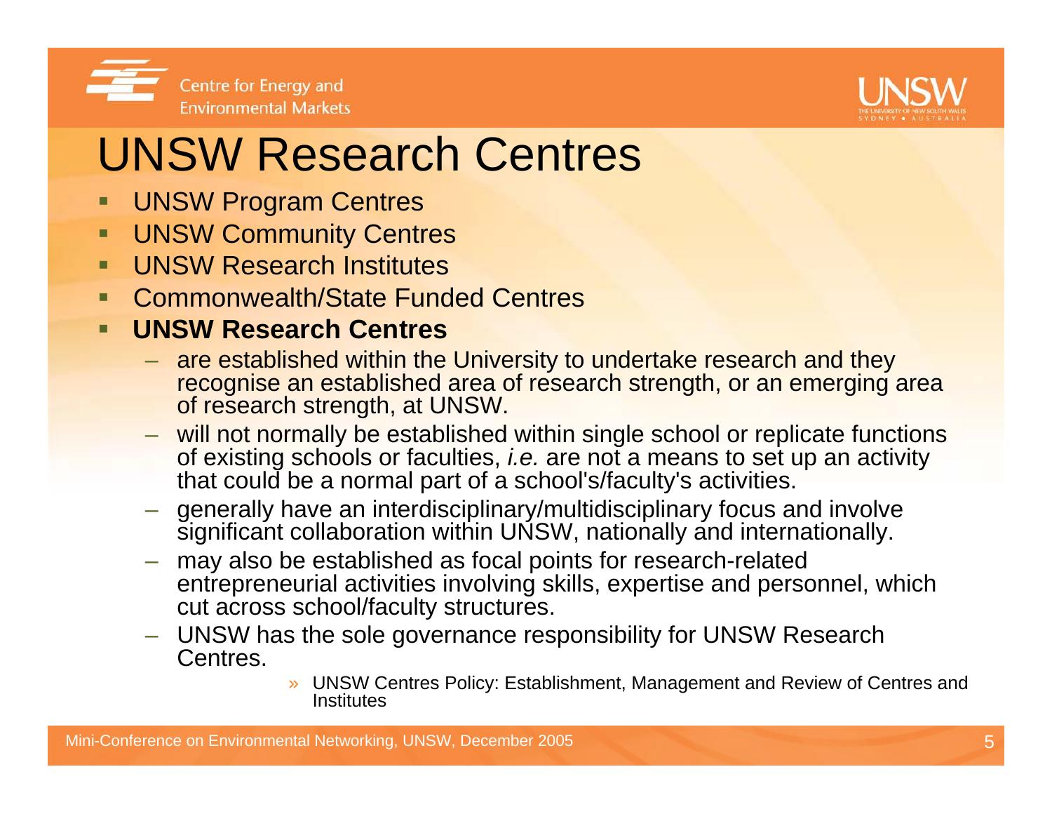# UNSW Research Centres

- UNSW Program Centres
- UNSW Community Centres
- UNSW Research Institutes
- Commonwealth/State Funded Centres
- **UNSW Research Centres**
  - are established within the University to undertake research and they recognise an established area of research strength, or an emerging area of research strength, at UNSW.
  - will not normally be established within single school or replicate functions of existing schools or faculties, *i.e.* are not a means to set up an activity that could be a normal part of a school's/faculty's activities.
  - generally have an interdisciplinary/multidisciplinary focus and involve significant collaboration within UNSW, nationally and internationally.
  - may also be established as focal points for research-related entrepreneurial activities involving skills, expertise and personnel, which cut across school/faculty structures.
  - UNSW has the sole governance responsibility for UNSW Research Centres.
    - » UNSW Centres Policy: Establishment, Management and Review of Centres and Institutes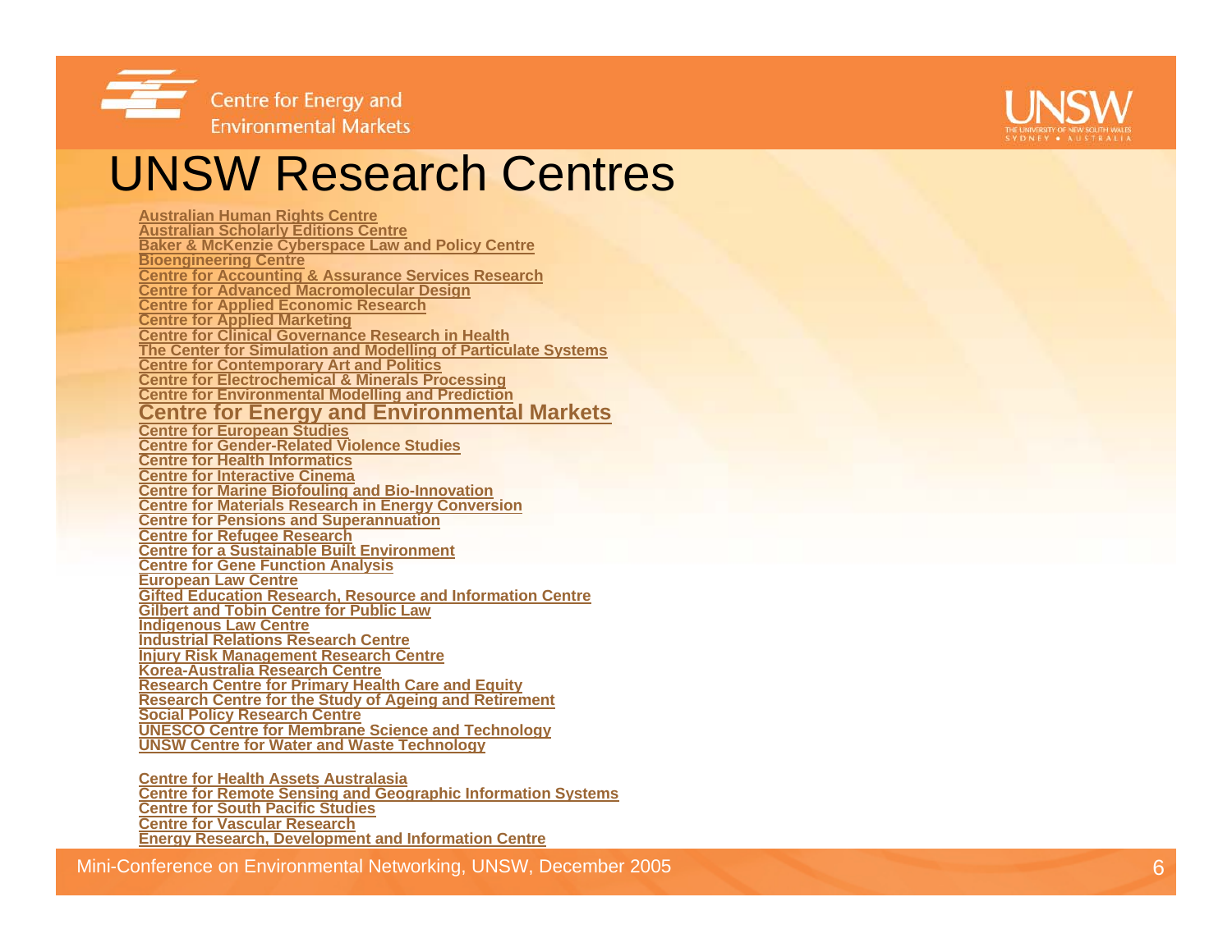# UNSW Research Centres

- Australian Human Rights Centre
- Australian Scholarly Editions Centre
- Baker & McKenzie Cyberspace Law and Policy Centre
- Bioengineering Centre
- Centre for Accounting & Assurance Services Research
- Centre for Advanced Macromolecular Design
- Centre for Applied Economic Research
- Centre for Applied Marketing
- Centre for Clinical Governance Research in Health
- The Center for Simulation and Modelling of Particulate Systems
- Centre for Contemporary Art and Politics
- Centre for Electrochemical & Minerals Processing
- Centre for Environmental Modelling and Prediction
- **Centre for Energy and Environmental Markets**
- Centre for European Studies
- Centre for Gender-Related Violence Studies
- Centre for Health Informatics
- Centre for Interactive Cinema
- Centre for Marine Biofouling and Bio-Innovation
- Centre for Materials Research in Energy Conversion
- Centre for Pensions and Superannuation
- Centre for Refugee Research
- Centre for a Sustainable Built Environment
- Centre for Gene Function Analysis
- European Law Centre
- Gifted Education Research, Resource and Information Centre
- Gilbert and Tobin Centre for Public Law
- Indigenous Law Centre
- Industrial Relations Research Centre
- Injury Risk Management Research Centre
- Korea-Australia Research Centre
- Research Centre for Primary Health Care and Equity
- Research Centre for the Study of Ageing and Retirement
- Social Policy Research Centre
- UNESCO Centre for Membrane Science and Technology
- UNSW Centre for Water and Waste Technology

- Centre for Health Assets Australasia
- Centre for Remote Sensing and Geographic Information Systems
- Centre for South Pacific Studies
- Centre for Vascular Research
- Energy Research, Development and Information Centre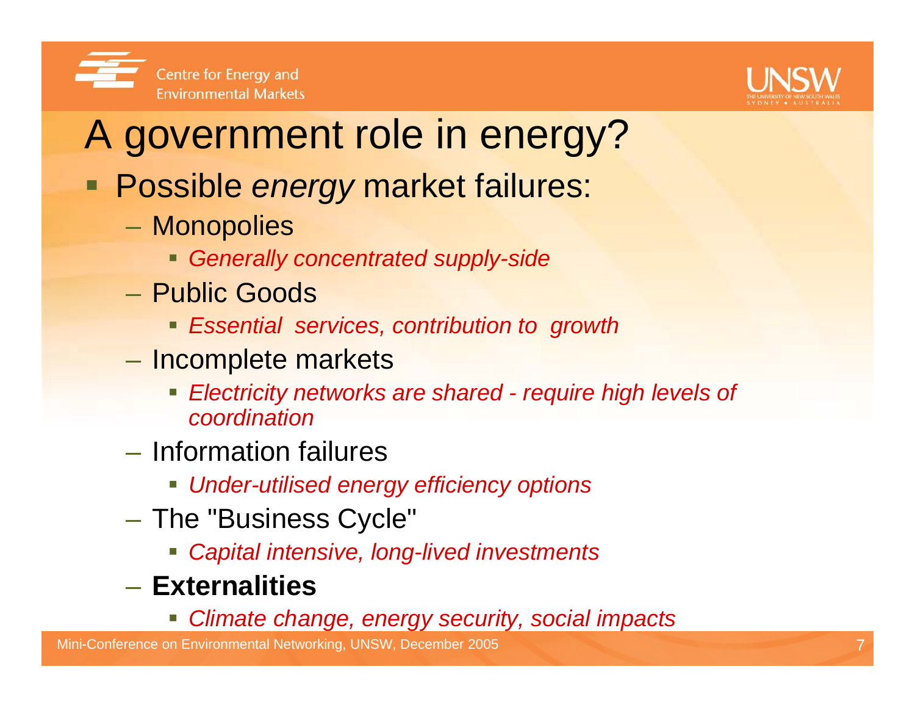# A government role in energy?

- Possible *energy* market failures:
  - Monopolies
    - *Generally concentrated supply-side*
  - Public Goods
    - *Essential services, contribution to growth*
  - Incomplete markets
    - *Electricity networks are shared - require high levels of coordination*
  - Information failures
    - *Under-utilised energy efficiency options*
  - The "Business Cycle"
    - *Capital intensive, long-lived investments*
  - **Externalities**
    - *Climate change, energy security, social impacts*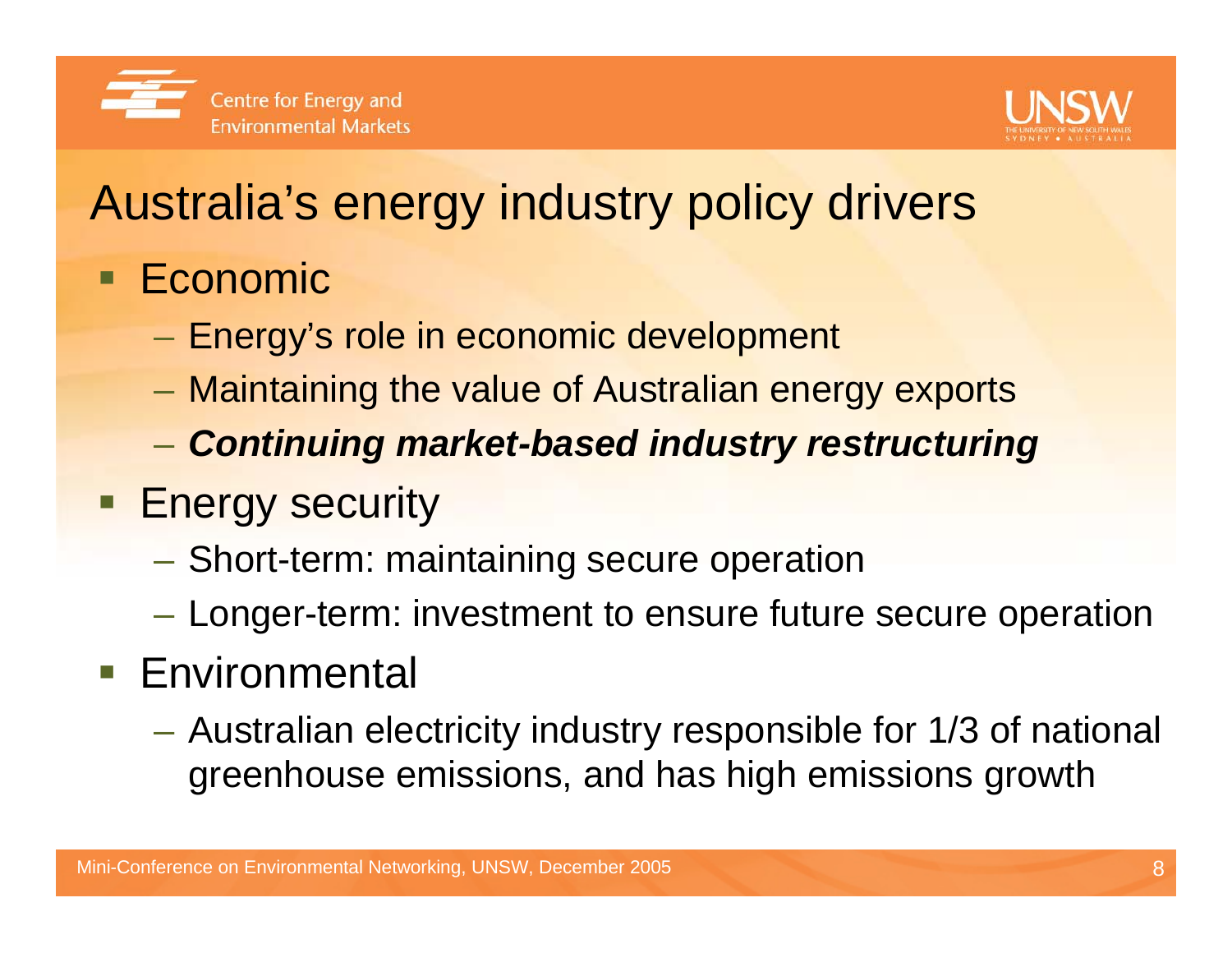# Australia's energy industry policy drivers

- Economic
  - Energy's role in economic development
  - Maintaining the value of Australian energy exports
  - ***Continuing market-based industry restructuring***
- Energy security
  - Short-term: maintaining secure operation
  - Longer-term: investment to ensure future secure operation
- Environmental
  - Australian electricity industry responsible for 1/3 of national greenhouse emissions, and has high emissions growth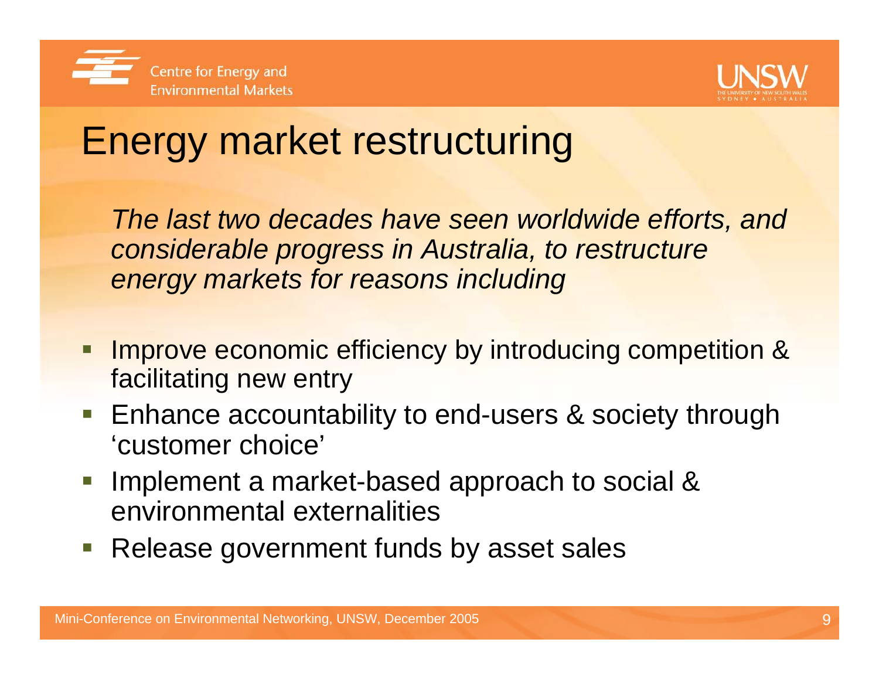# Energy market restructuring

*The last two decades have seen worldwide efforts, and considerable progress in Australia, to restructure energy markets for reasons including*

- Improve economic efficiency by introducing competition & facilitating new entry
- Enhance accountability to end-users & society through 'customer choice'
- Implement a market-based approach to social & environmental externalities
- Release government funds by asset sales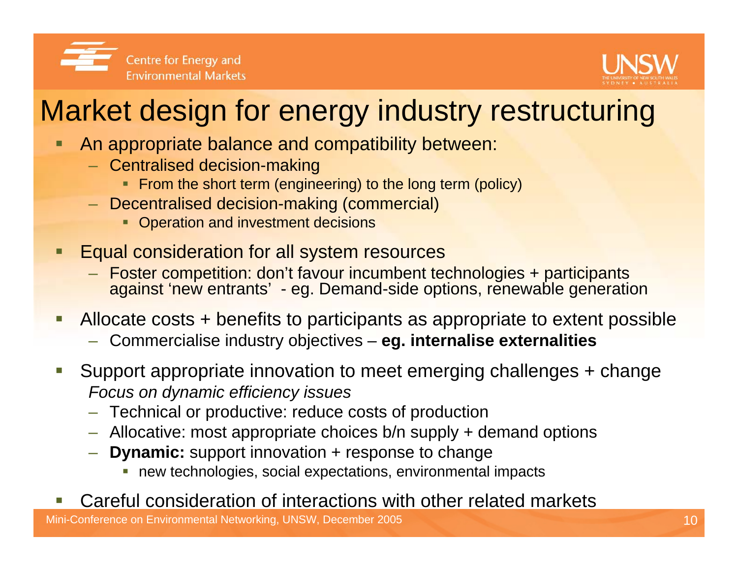# Market design for energy industry restructuring

- An appropriate balance and compatibility between:
  - Centralised decision-making
    - From the short term (engineering) to the long term (policy)
  - Decentralised decision-making (commercial)
    - Operation and investment decisions
- Equal consideration for all system resources
  - Foster competition: don't favour incumbent technologies + participants against 'new entrants' - eg. Demand-side options, renewable generation
- Allocate costs + benefits to participants as appropriate to extent possible
  - Commercialise industry objectives – **eg. internalise externalities**
- Support appropriate innovation to meet emerging challenges + change
  *Focus on dynamic efficiency issues*
  - Technical or productive: reduce costs of production
  - Allocative: most appropriate choices b/n supply + demand options
  - **Dynamic:** support innovation + response to change
    - new technologies, social expectations, environmental impacts
- Careful consideration of interactions with other related markets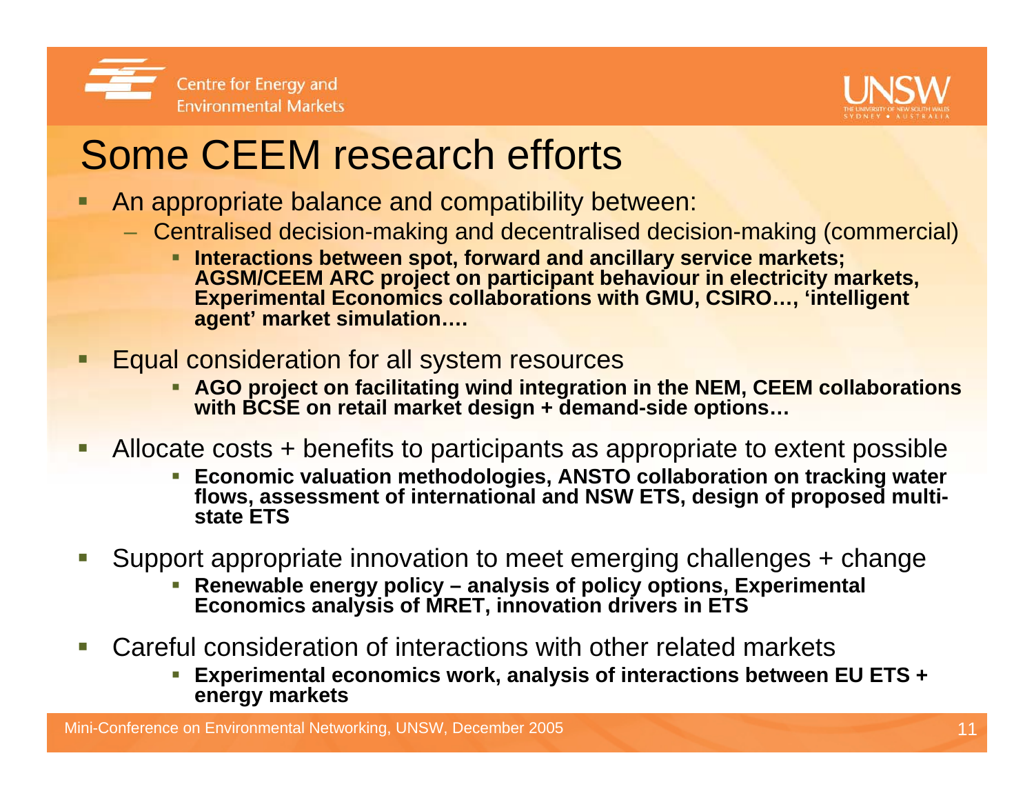# Some CEEM research efforts

- An appropriate balance and compatibility between:
  - Centralised decision-making and decentralised decision-making (commercial)
    - **Interactions between spot, forward and ancillary service markets; AGSM/CEEM ARC project on participant behaviour in electricity markets, Experimental Economics collaborations with GMU, CSIRO…, 'intelligent agent' market simulation….**
- Equal consideration for all system resources
  - **AGO project on facilitating wind integration in the NEM, CEEM collaborations with BCSE on retail market design + demand-side options…**
- Allocate costs + benefits to participants as appropriate to extent possible
  - **Economic valuation methodologies, ANSTO collaboration on tracking water flows, assessment of international and NSW ETS, design of proposed multi-state ETS**
- Support appropriate innovation to meet emerging challenges + change
  - **Renewable energy policy – analysis of policy options, Experimental Economics analysis of MRET, innovation drivers in ETS**
- Careful consideration of interactions with other related markets
  - **Experimental economics work, analysis of interactions between EU ETS + energy markets**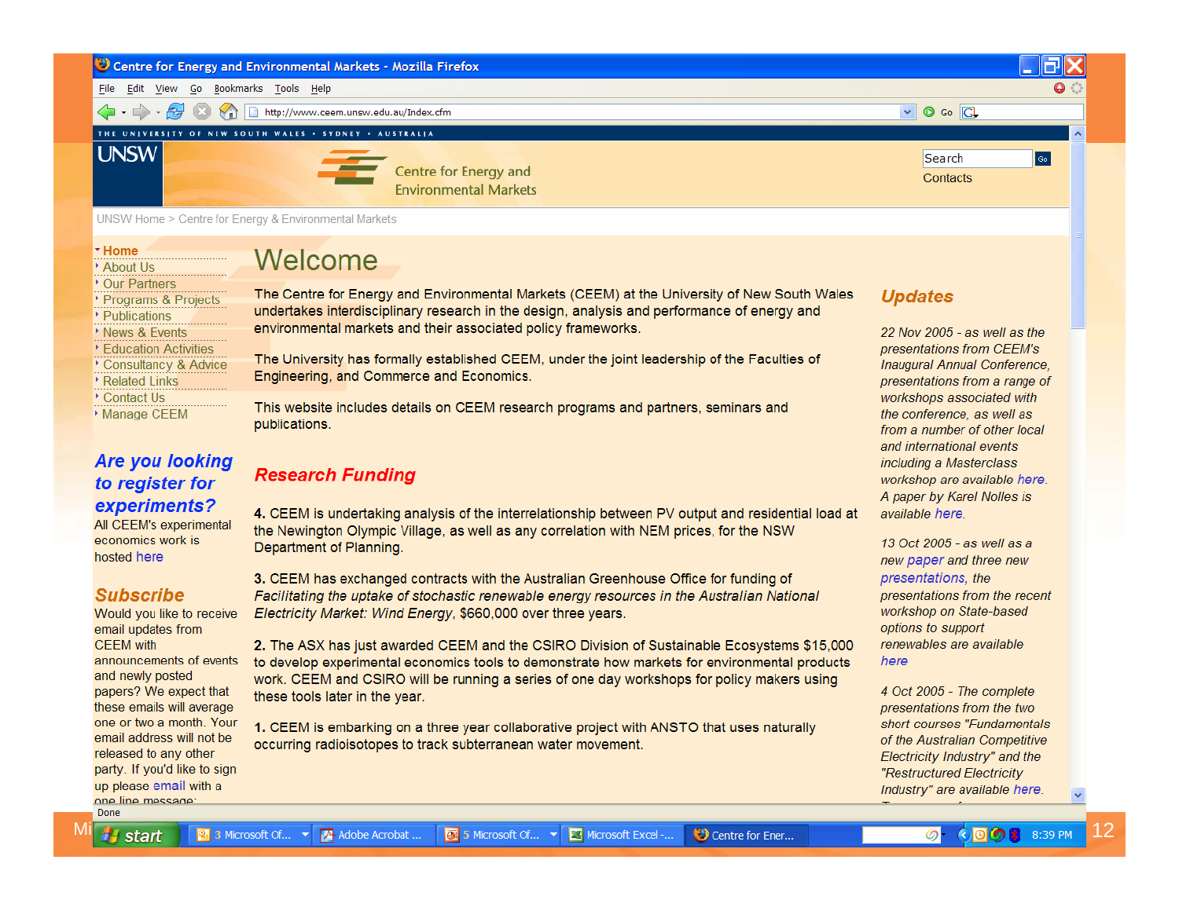THE UNIVERSITY OF NEW SOUTH WALES • SYDNEY • AUSTRALIA

UNSW

Centre for Energy and Environmental Markets

Search | Go

Contacts

UNSW Home > Centre for Energy & Environmental Markets

- Home
- About Us
- Our Partners
- Programs & Projects
- Publications
- News & Events
- Education Activities
- Consultancy & Advice
- Related Links
- Contact Us
- Manage CEEM

### *Are you looking to register for experiments?*

All CEEM's experimental economics work is hosted here

### *Subscribe*

Would you like to receive email updates from CEEM with announcements of events and newly posted papers? We expect that these emails will average one or two a month. Your email address will not be released to any other party. If you'd like to sign up please email with a one line message:

# Welcome

The Centre for Energy and Environmental Markets (CEEM) at the University of New South Wales undertakes interdisciplinary research in the design, analysis and performance of energy and environmental markets and their associated policy frameworks.

The University has formally established CEEM, under the joint leadership of the Faculties of Engineering, and Commerce and Economics.

This website includes details on CEEM research programs and partners, seminars and publications.

## *Research Funding*

**4.** CEEM is undertaking analysis of the interrelationship between PV output and residential load at the Newington Olympic Village, as well as any correlation with NEM prices, for the NSW Department of Planning.

**3.** CEEM has exchanged contracts with the Australian Greenhouse Office for funding of *Facilitating the uptake of stochastic renewable energy resources in the Australian National Electricity Market: Wind Energy*, $660,000 over three years.

**2.** The ASX has just awarded CEEM and the CSIRO Division of Sustainable Ecosystems $15,000 to develop experimental economics tools to demonstrate how markets for environmental products work. CEEM and CSIRO will be running a series of one day workshops for policy makers using these tools later in the year.

**1.** CEEM is embarking on a three year collaborative project with ANSTO that uses naturally occurring radioisotopes to track subterranean water movement.

## *Updates*

*22 Nov 2005 - as well as the presentations from CEEM's Inaugural Annual Conference, presentations from a range of workshops associated with the conference, as well as from a number of other local and international events including a Masterclass workshop are available here. A paper by Karel Nolles is available here.*

*13 Oct 2005 - as well as a new paper and three new presentations, the presentations from the recent workshop on State-based options to support renewables are available here*

*4 Oct 2005 - The complete presentations from the two short courses "Fundamentals of the Australian Competitive Electricity Industry" and the "Restructured Electricity Industry" are available here.*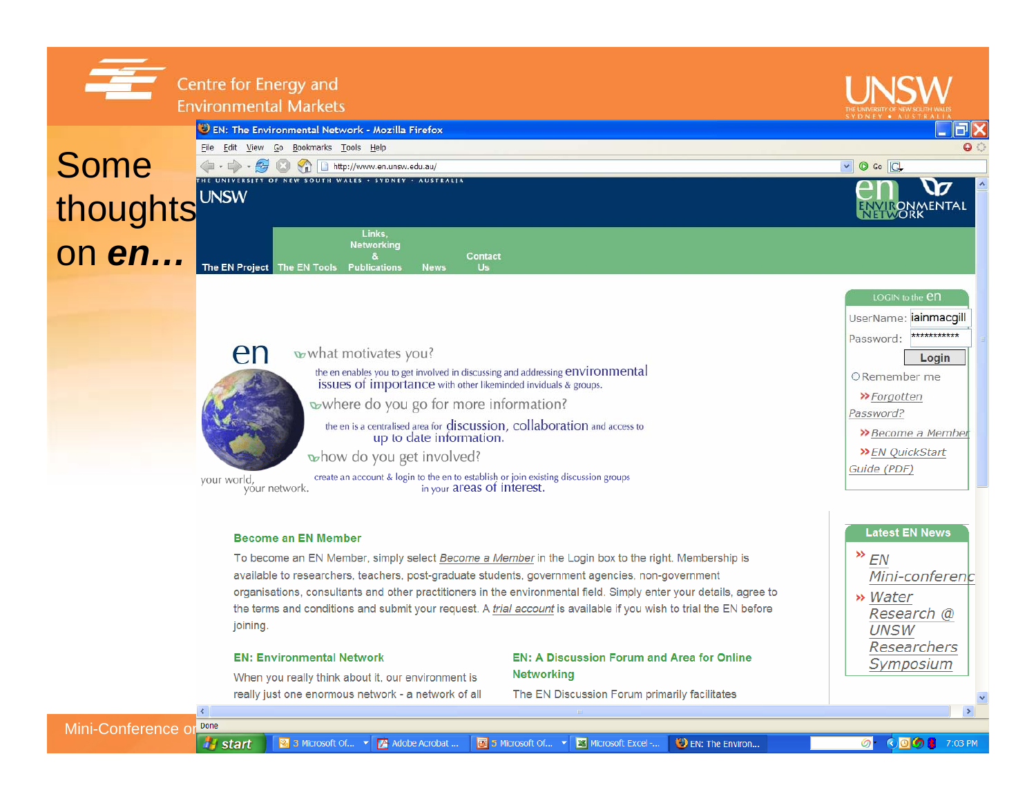Centre for Energy and Environmental Markets

UNSW

# Some thoughts on *en*…

EN: The Environmental Network - Mozilla Firefox

http://www.en.unsw.edu.au/

The EN Project | The EN Tools | Links, Networking & Publications | News | Contact Us

en — what motivates you?

the en enables you to get involved in discussing and addressing environmental issues of importance with other likeminded individuals & groups.

where do you go for more information?

the en is a centralised area for discussion, collaboration and access to up to date information.

how do you get involved?

create an account & login to the en to establish or join existing discussion groups in your areas of interest.

your world, your network.

LOGIN to the en

UserName: iainmacgill

Password: ***********

Login

Remember me

» Forgotten Password?

» Become a Member

» EN QuickStart Guide (PDF)

## Become an EN Member

To become an EN Member, simply select *Become a Member* in the Login box to the right. Membership is available to researchers, teachers, post-graduate students, government agencies, non-government organisations, consultants and other practitioners in the environmental field. Simply enter your details, agree to the terms and conditions and submit your request. A *trial account* is available if you wish to trial the EN before joining.

## EN: Environmental Network

When you really think about it, our environment is really just one enormous network - a network of all

## EN: A Discussion Forum and Area for Online Networking

The EN Discussion Forum primarily facilitates

Latest EN News

» EN Mini-conferenc

» Water Research @ UNSW Researchers Symposium

Mini-Conference on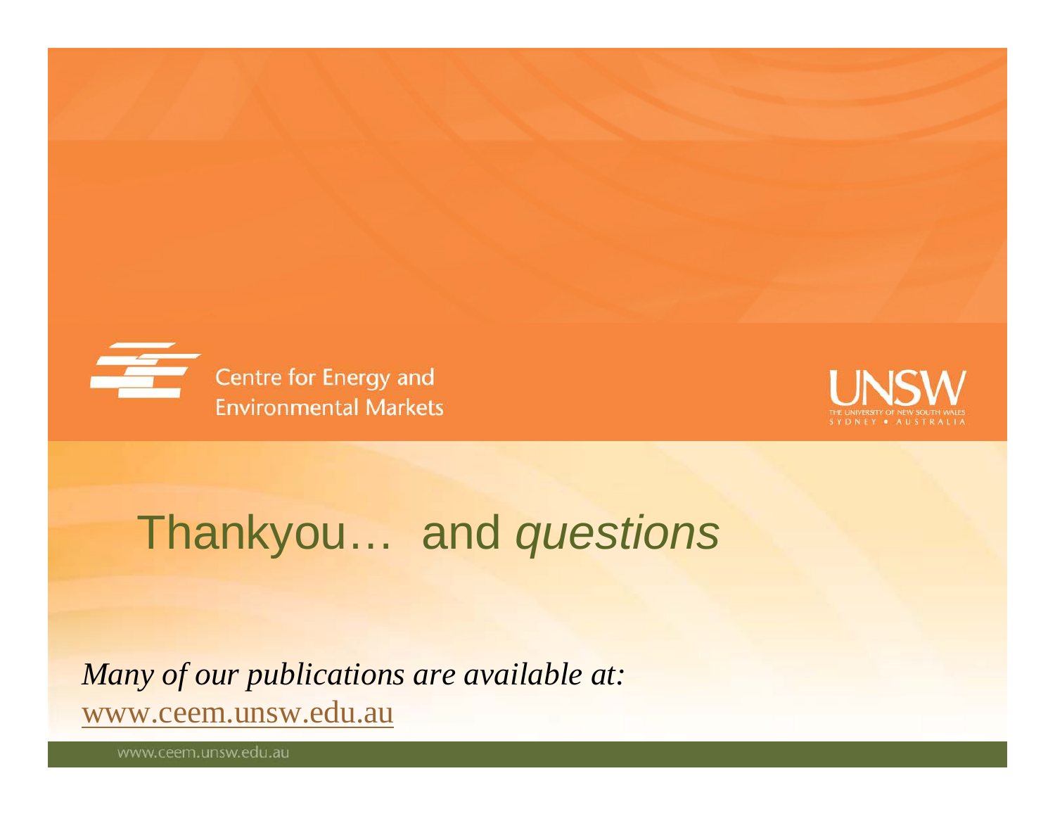Centre for Energy and Environmental Markets

UNSW THE UNIVERSITY OF NEW SOUTH WALES SYDNEY • AUSTRALIA

# Thankyou… and *questions*

*Many of our publications are available at:*
www.ceem.unsw.edu.au